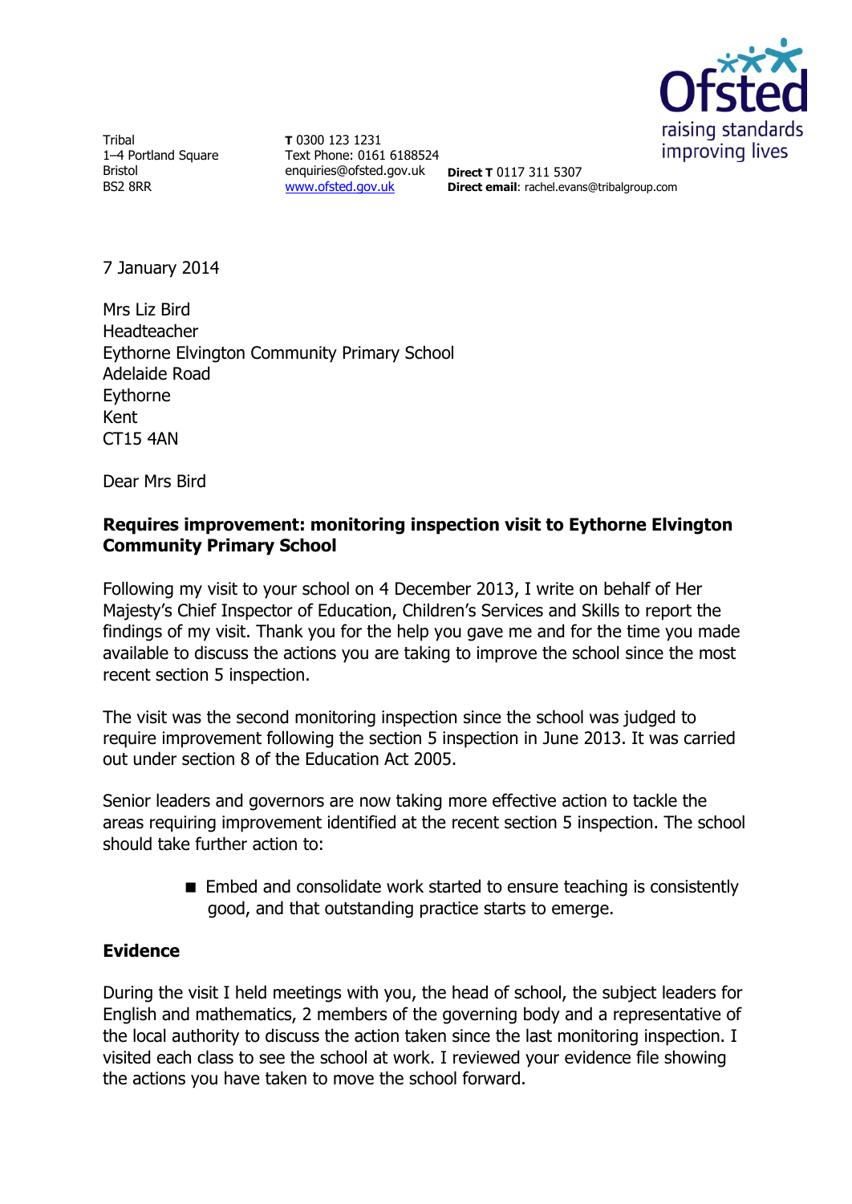Tribal
1–4 Portland Square
Bristol
BS2 8RR

**T** 0300 123 1231
Text Phone: 0161 6188524
enquiries@ofsted.gov.uk
www.ofsted.gov.uk

**Direct T** 0117 311 5307
**Direct email**: rachel.evans@tribalgroup.com

7 January 2014

Mrs Liz Bird
Headteacher
Eythorne Elvington Community Primary School
Adelaide Road
Eythorne
Kent
CT15 4AN

Dear Mrs Bird

**Requires improvement: monitoring inspection visit to Eythorne Elvington Community Primary School**

Following my visit to your school on 4 December 2013, I write on behalf of Her Majesty's Chief Inspector of Education, Children's Services and Skills to report the findings of my visit. Thank you for the help you gave me and for the time you made available to discuss the actions you are taking to improve the school since the most recent section 5 inspection.

The visit was the second monitoring inspection since the school was judged to require improvement following the section 5 inspection in June 2013. It was carried out under section 8 of the Education Act 2005.

Senior leaders and governors are now taking more effective action to tackle the areas requiring improvement identified at the recent section 5 inspection. The school should take further action to:

- Embed and consolidate work started to ensure teaching is consistently good, and that outstanding practice starts to emerge.

## Evidence

During the visit I held meetings with you, the head of school, the subject leaders for English and mathematics, 2 members of the governing body and a representative of the local authority to discuss the action taken since the last monitoring inspection. I visited each class to see the school at work. I reviewed your evidence file showing the actions you have taken to move the school forward.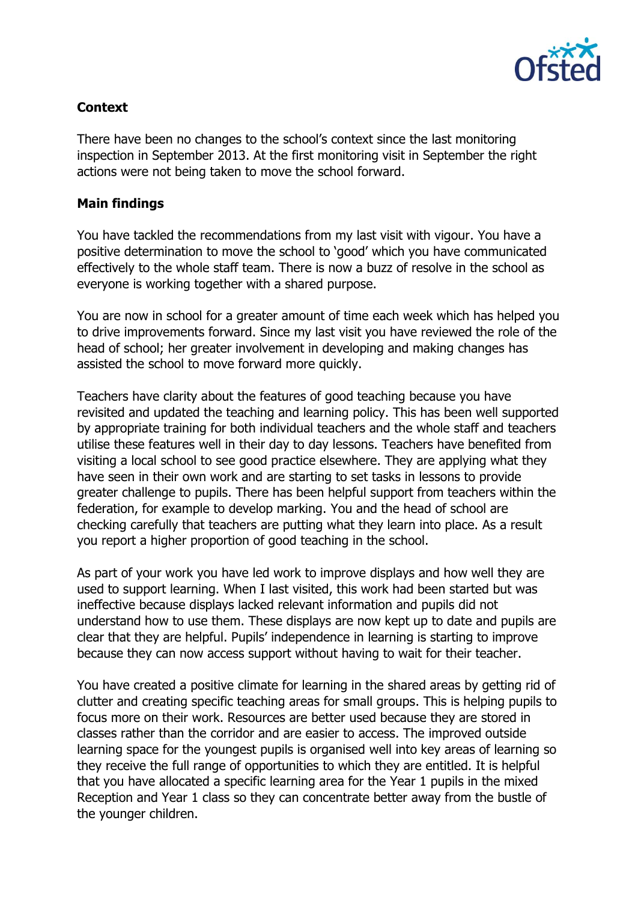**Context**

There have been no changes to the school's context since the last monitoring inspection in September 2013. At the first monitoring visit in September the right actions were not being taken to move the school forward.

**Main findings**

You have tackled the recommendations from my last visit with vigour. You have a positive determination to move the school to 'good' which you have communicated effectively to the whole staff team. There is now a buzz of resolve in the school as everyone is working together with a shared purpose.

You are now in school for a greater amount of time each week which has helped you to drive improvements forward. Since my last visit you have reviewed the role of the head of school; her greater involvement in developing and making changes has assisted the school to move forward more quickly.

Teachers have clarity about the features of good teaching because you have revisited and updated the teaching and learning policy. This has been well supported by appropriate training for both individual teachers and the whole staff and teachers utilise these features well in their day to day lessons. Teachers have benefited from visiting a local school to see good practice elsewhere. They are applying what they have seen in their own work and are starting to set tasks in lessons to provide greater challenge to pupils. There has been helpful support from teachers within the federation, for example to develop marking. You and the head of school are checking carefully that teachers are putting what they learn into place. As a result you report a higher proportion of good teaching in the school.

As part of your work you have led work to improve displays and how well they are used to support learning. When I last visited, this work had been started but was ineffective because displays lacked relevant information and pupils did not understand how to use them. These displays are now kept up to date and pupils are clear that they are helpful. Pupils' independence in learning is starting to improve because they can now access support without having to wait for their teacher.

You have created a positive climate for learning in the shared areas by getting rid of clutter and creating specific teaching areas for small groups. This is helping pupils to focus more on their work. Resources are better used because they are stored in classes rather than the corridor and are easier to access. The improved outside learning space for the youngest pupils is organised well into key areas of learning so they receive the full range of opportunities to which they are entitled. It is helpful that you have allocated a specific learning area for the Year 1 pupils in the mixed Reception and Year 1 class so they can concentrate better away from the bustle of the younger children.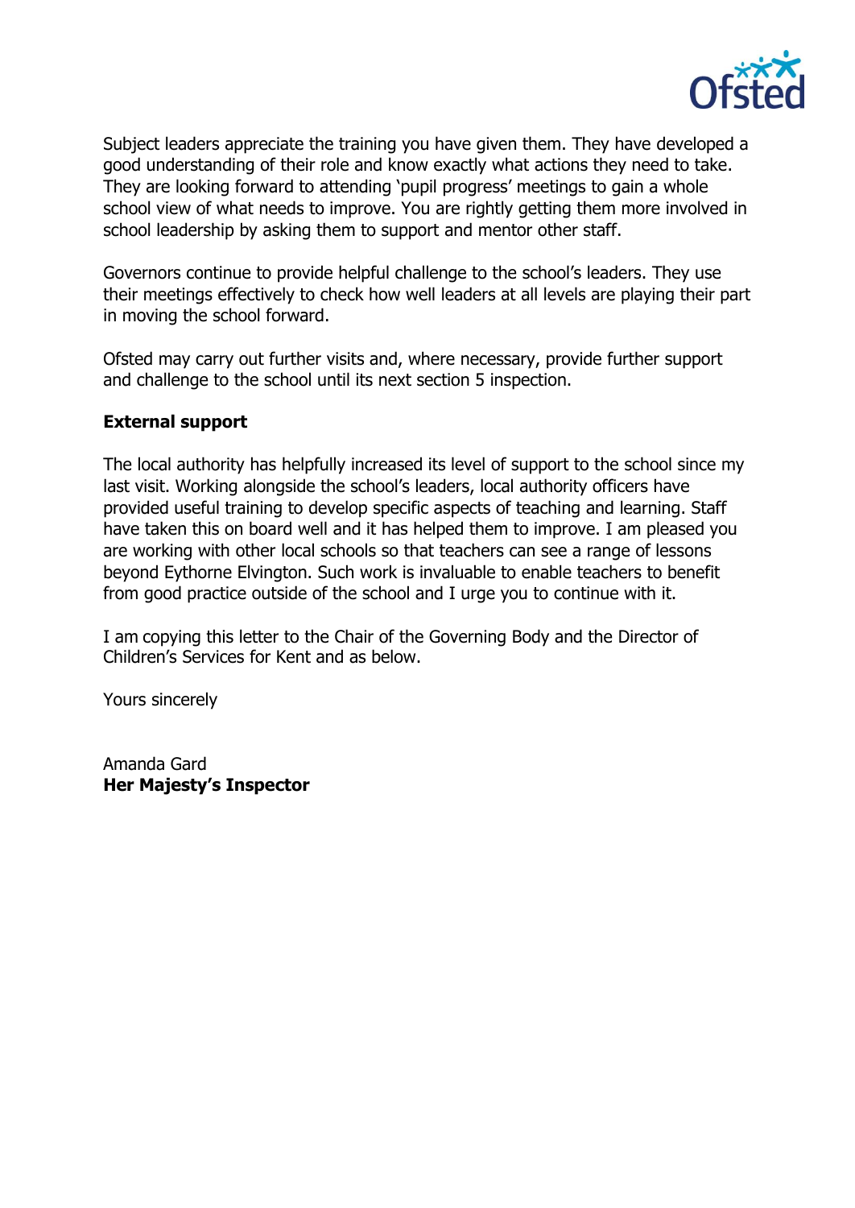Subject leaders appreciate the training you have given them. They have developed a good understanding of their role and know exactly what actions they need to take. They are looking forward to attending 'pupil progress' meetings to gain a whole school view of what needs to improve. You are rightly getting them more involved in school leadership by asking them to support and mentor other staff.

Governors continue to provide helpful challenge to the school's leaders. They use their meetings effectively to check how well leaders at all levels are playing their part in moving the school forward.

Ofsted may carry out further visits and, where necessary, provide further support and challenge to the school until its next section 5 inspection.

**External support**

The local authority has helpfully increased its level of support to the school since my last visit. Working alongside the school's leaders, local authority officers have provided useful training to develop specific aspects of teaching and learning. Staff have taken this on board well and it has helped them to improve. I am pleased you are working with other local schools so that teachers can see a range of lessons beyond Eythorne Elvington. Such work is invaluable to enable teachers to benefit from good practice outside of the school and I urge you to continue with it.

I am copying this letter to the Chair of the Governing Body and the Director of Children's Services for Kent and as below.

Yours sincerely

Amanda Gard
**Her Majesty's Inspector**